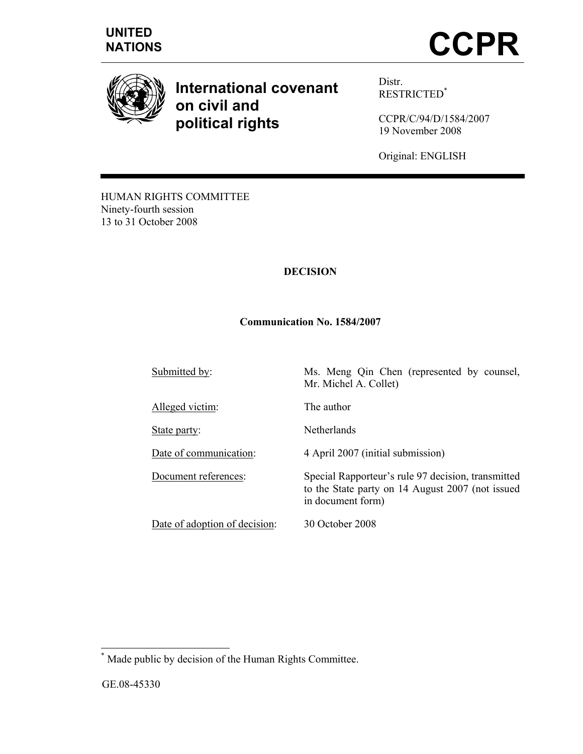UNITED NATIONS

# CCPR

**International covenant on civil and political rights**

Distr.
RESTRICTED[*]

CCPR/C/94/D/1584/2007
19 November 2008

Original: ENGLISH

HUMAN RIGHTS COMMITTEE
Ninety-fourth session
13 to 31 October 2008

**DECISION**

**Communication No. 1584/2007**

| | |
|---|---|
| Submitted by: | Ms. Meng Qin Chen (represented by counsel, Mr. Michel A. Collet) |
| Alleged victim: | The author |
| State party: | Netherlands |
| Date of communication: | 4 April 2007 (initial submission) |
| Document references: | Special Rapporteur's rule 97 decision, transmitted to the State party on 14 August 2007 (not issued in document form) |
| Date of adoption of decision: | 30 October 2008 |

[*] Made public by decision of the Human Rights Committee.

GE.08-45330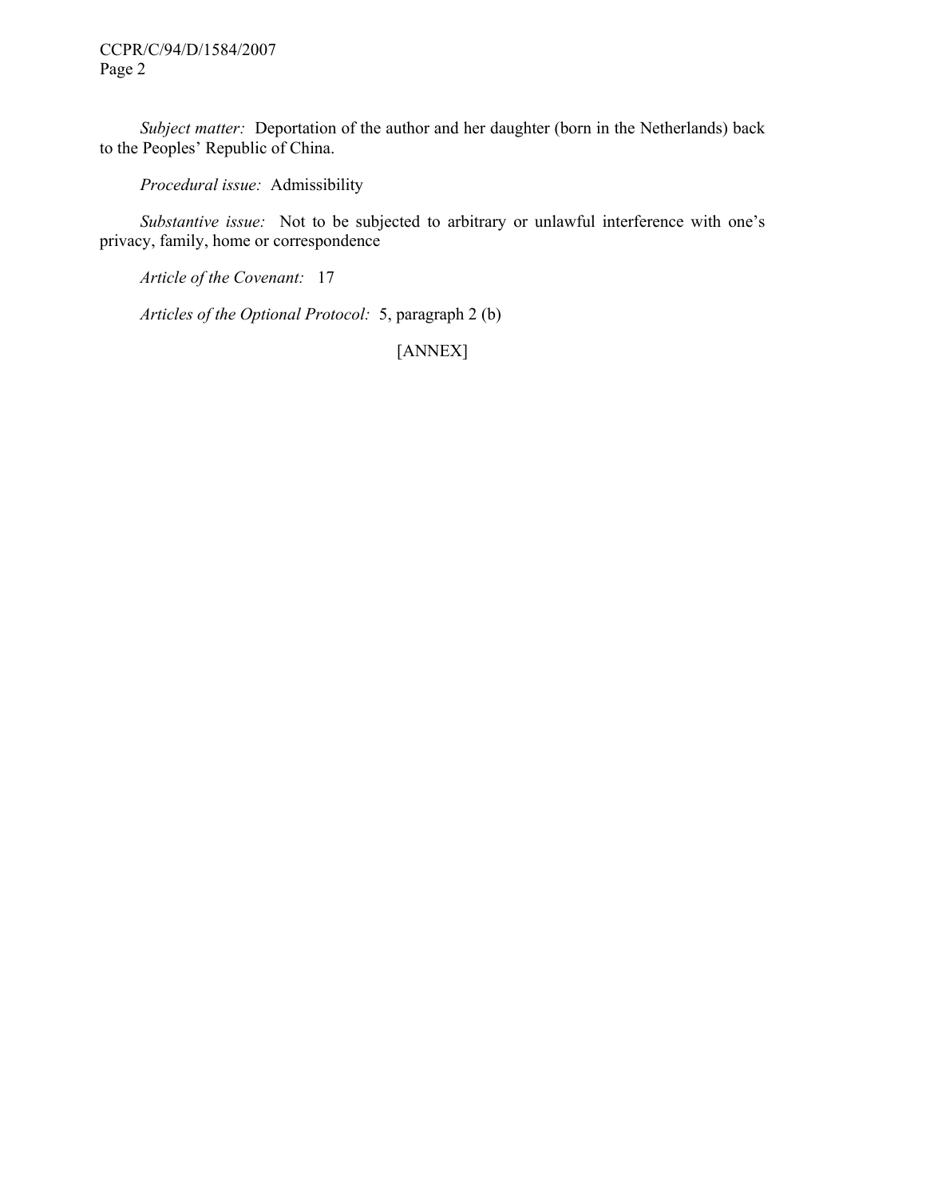*Subject matter:* Deportation of the author and her daughter (born in the Netherlands) back to the Peoples' Republic of China.

*Procedural issue:* Admissibility

*Substantive issue:* Not to be subjected to arbitrary or unlawful interference with one's privacy, family, home or correspondence

*Article of the Covenant:* 17

*Articles of the Optional Protocol:* 5, paragraph 2 (b)

[ANNEX]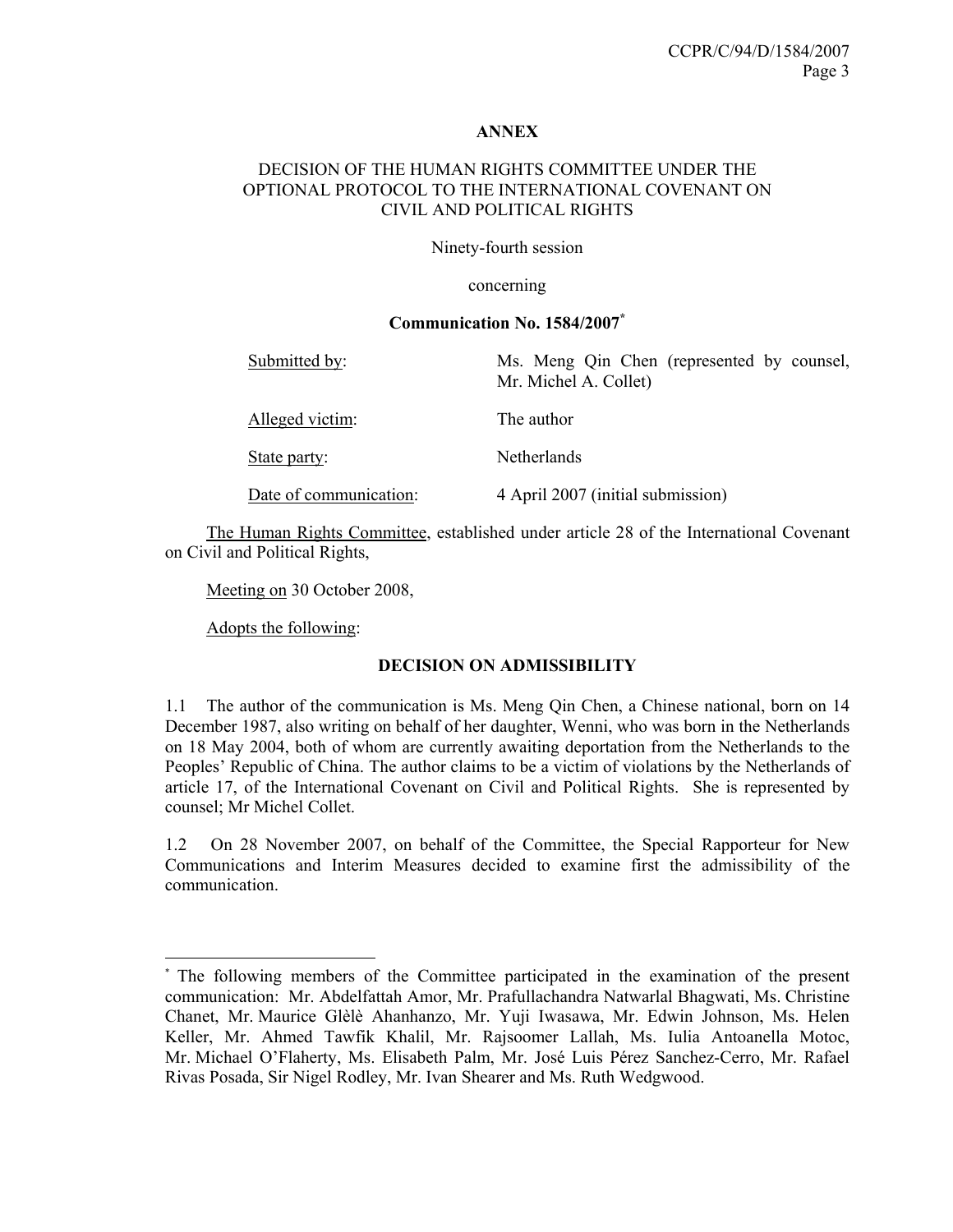**ANNEX**

DECISION OF THE HUMAN RIGHTS COMMITTEE UNDER THE OPTIONAL PROTOCOL TO THE INTERNATIONAL COVENANT ON CIVIL AND POLITICAL RIGHTS

Ninety-fourth session

concerning

**Communication No. 1584/2007***

| | |
|---|---|
| Submitted by: | Ms. Meng Qin Chen (represented by counsel, Mr. Michel A. Collet) |
| Alleged victim: | The author |
| State party: | Netherlands |
| Date of communication: | 4 April 2007 (initial submission) |

The Human Rights Committee, established under article 28 of the International Covenant on Civil and Political Rights,

Meeting on 30 October 2008,

Adopts the following:

**DECISION ON ADMISSIBILITY**

1.1 The author of the communication is Ms. Meng Qin Chen, a Chinese national, born on 14 December 1987, also writing on behalf of her daughter, Wenni, who was born in the Netherlands on 18 May 2004, both of whom are currently awaiting deportation from the Netherlands to the Peoples' Republic of China. The author claims to be a victim of violations by the Netherlands of article 17, of the International Covenant on Civil and Political Rights. She is represented by counsel; Mr Michel Collet.

1.2 On 28 November 2007, on behalf of the Committee, the Special Rapporteur for New Communications and Interim Measures decided to examine first the admissibility of the communication.

---

* The following members of the Committee participated in the examination of the present communication: Mr. Abdelfattah Amor, Mr. Prafullachandra Natwarlal Bhagwati, Ms. Christine Chanet, Mr. Maurice Glèlè Ahanhanzo, Mr. Yuji Iwasawa, Mr. Edwin Johnson, Ms. Helen Keller, Mr. Ahmed Tawfik Khalil, Mr. Rajsoomer Lallah, Ms. Iulia Antoanella Motoc, Mr. Michael O'Flaherty, Ms. Elisabeth Palm, Mr. José Luis Pérez Sanchez-Cerro, Mr. Rafael Rivas Posada, Sir Nigel Rodley, Mr. Ivan Shearer and Ms. Ruth Wedgwood.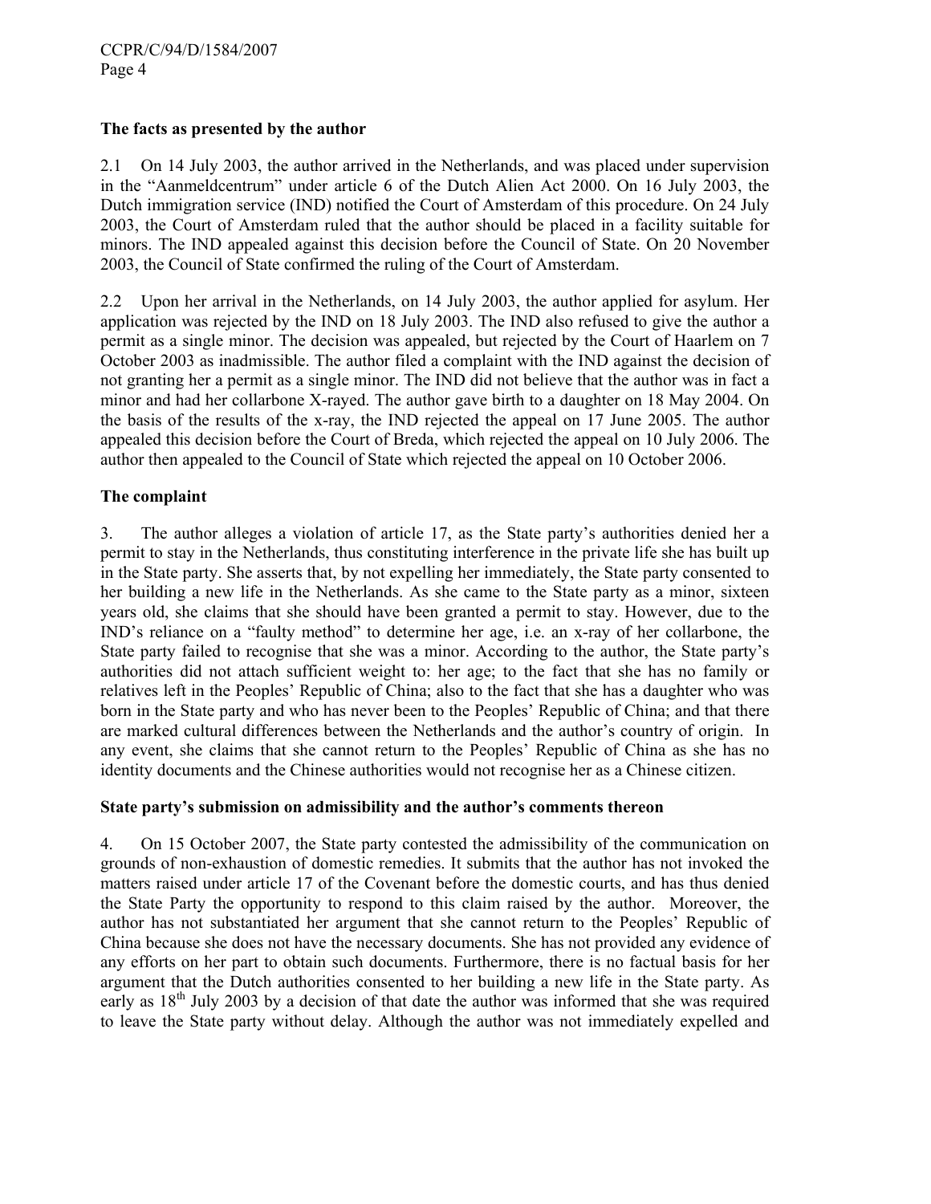**The facts as presented by the author**

2.1 On 14 July 2003, the author arrived in the Netherlands, and was placed under supervision in the "Aanmeldcentrum" under article 6 of the Dutch Alien Act 2000. On 16 July 2003, the Dutch immigration service (IND) notified the Court of Amsterdam of this procedure. On 24 July 2003, the Court of Amsterdam ruled that the author should be placed in a facility suitable for minors. The IND appealed against this decision before the Council of State. On 20 November 2003, the Council of State confirmed the ruling of the Court of Amsterdam.

2.2 Upon her arrival in the Netherlands, on 14 July 2003, the author applied for asylum. Her application was rejected by the IND on 18 July 2003. The IND also refused to give the author a permit as a single minor. The decision was appealed, but rejected by the Court of Haarlem on 7 October 2003 as inadmissible. The author filed a complaint with the IND against the decision of not granting her a permit as a single minor. The IND did not believe that the author was in fact a minor and had her collarbone X-rayed. The author gave birth to a daughter on 18 May 2004. On the basis of the results of the x-ray, the IND rejected the appeal on 17 June 2005. The author appealed this decision before the Court of Breda, which rejected the appeal on 10 July 2006. The author then appealed to the Council of State which rejected the appeal on 10 October 2006.

**The complaint**

3. The author alleges a violation of article 17, as the State party's authorities denied her a permit to stay in the Netherlands, thus constituting interference in the private life she has built up in the State party. She asserts that, by not expelling her immediately, the State party consented to her building a new life in the Netherlands. As she came to the State party as a minor, sixteen years old, she claims that she should have been granted a permit to stay. However, due to the IND's reliance on a "faulty method" to determine her age, i.e. an x-ray of her collarbone, the State party failed to recognise that she was a minor. According to the author, the State party's authorities did not attach sufficient weight to: her age; to the fact that she has no family or relatives left in the Peoples' Republic of China; also to the fact that she has a daughter who was born in the State party and who has never been to the Peoples' Republic of China; and that there are marked cultural differences between the Netherlands and the author's country of origin. In any event, she claims that she cannot return to the Peoples' Republic of China as she has no identity documents and the Chinese authorities would not recognise her as a Chinese citizen.

**State party's submission on admissibility and the author's comments thereon**

4. On 15 October 2007, the State party contested the admissibility of the communication on grounds of non-exhaustion of domestic remedies. It submits that the author has not invoked the matters raised under article 17 of the Covenant before the domestic courts, and has thus denied the State Party the opportunity to respond to this claim raised by the author. Moreover, the author has not substantiated her argument that she cannot return to the Peoples' Republic of China because she does not have the necessary documents. She has not provided any evidence of any efforts on her part to obtain such documents. Furthermore, there is no factual basis for her argument that the Dutch authorities consented to her building a new life in the State party. As early as 18th July 2003 by a decision of that date the author was informed that she was required to leave the State party without delay. Although the author was not immediately expelled and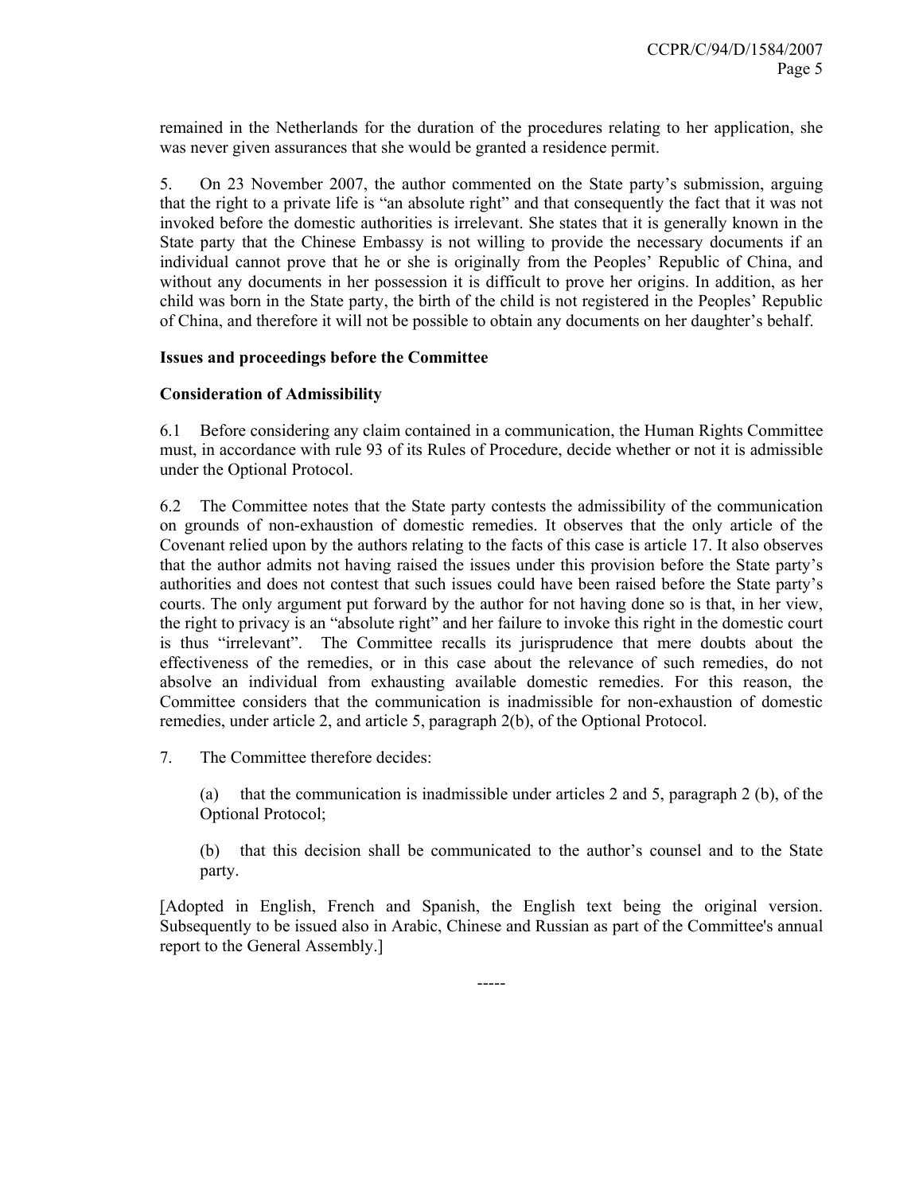remained in the Netherlands for the duration of the procedures relating to her application, she was never given assurances that she would be granted a residence permit.

5. On 23 November 2007, the author commented on the State party's submission, arguing that the right to a private life is "an absolute right" and that consequently the fact that it was not invoked before the domestic authorities is irrelevant. She states that it is generally known in the State party that the Chinese Embassy is not willing to provide the necessary documents if an individual cannot prove that he or she is originally from the Peoples' Republic of China, and without any documents in her possession it is difficult to prove her origins. In addition, as her child was born in the State party, the birth of the child is not registered in the Peoples' Republic of China, and therefore it will not be possible to obtain any documents on her daughter's behalf.

**Issues and proceedings before the Committee**

**Consideration of Admissibility**

6.1 Before considering any claim contained in a communication, the Human Rights Committee must, in accordance with rule 93 of its Rules of Procedure, decide whether or not it is admissible under the Optional Protocol.

6.2 The Committee notes that the State party contests the admissibility of the communication on grounds of non-exhaustion of domestic remedies. It observes that the only article of the Covenant relied upon by the authors relating to the facts of this case is article 17. It also observes that the author admits not having raised the issues under this provision before the State party's authorities and does not contest that such issues could have been raised before the State party's courts. The only argument put forward by the author for not having done so is that, in her view, the right to privacy is an "absolute right" and her failure to invoke this right in the domestic court is thus "irrelevant". The Committee recalls its jurisprudence that mere doubts about the effectiveness of the remedies, or in this case about the relevance of such remedies, do not absolve an individual from exhausting available domestic remedies. For this reason, the Committee considers that the communication is inadmissible for non-exhaustion of domestic remedies, under article 2, and article 5, paragraph 2(b), of the Optional Protocol.

7. The Committee therefore decides:

(a) that the communication is inadmissible under articles 2 and 5, paragraph 2 (b), of the Optional Protocol;

(b) that this decision shall be communicated to the author's counsel and to the State party.

[Adopted in English, French and Spanish, the English text being the original version. Subsequently to be issued also in Arabic, Chinese and Russian as part of the Committee's annual report to the General Assembly.]

-----